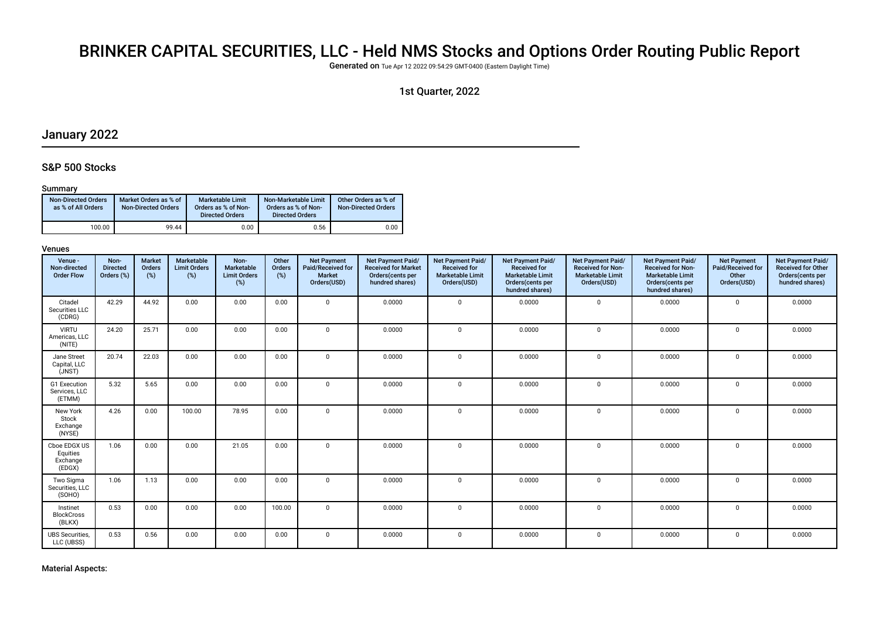# BRINKER CAPITAL SECURITIES, LLC - Held NMS Stocks and Options Order Routing Public Report

Generated on Tue Apr 12 2022 09:54:29 GMT-0400 (Eastern Daylight Time)

1st Quarter, 2022

## January 2022

### S&P 500 Stocks

#### Summary

| Non-Directed Orders as % of All Orders | Market Orders as % of Non-Directed Orders | Marketable Limit Orders as % of Non-Directed Orders | Non-Marketable Limit Orders as % of Non-Directed Orders | Other Orders as % of Non-Directed Orders |
|---|---|---|---|---|
| 100.00 | 99.44 | 0.00 | 0.56 | 0.00 |

#### Venues

| Venue - Non-directed Order Flow | Non-Directed Orders (%) | Market Orders (%) | Marketable Limit Orders (%) | Non-Marketable Limit Orders (%) | Other Orders (%) | Net Payment Paid/Received for Market Orders(USD) | Net Payment Paid/Received for Market Orders(cents per hundred shares) | Net Payment Paid/Received for Marketable Limit Orders(USD) | Net Payment Paid/Received for Marketable Limit Orders(cents per hundred shares) | Net Payment Paid/Received for Non-Marketable Limit Orders(USD) | Net Payment Paid/Received for Non-Marketable Limit Orders(cents per hundred shares) | Net Payment Paid/Received for Other Orders(USD) | Net Payment Paid/Received for Other Orders(cents per hundred shares) |
|---|---|---|---|---|---|---|---|---|---|---|---|---|---|
| Citadel Securities LLC (CDRG) | 42.29 | 44.92 | 0.00 | 0.00 | 0.00 | 0 | 0.0000 | 0 | 0.0000 | 0 | 0.0000 | 0 | 0.0000 |
| VIRTU Americas, LLC (NITE) | 24.20 | 25.71 | 0.00 | 0.00 | 0.00 | 0 | 0.0000 | 0 | 0.0000 | 0 | 0.0000 | 0 | 0.0000 |
| Jane Street Capital, LLC (JNST) | 20.74 | 22.03 | 0.00 | 0.00 | 0.00 | 0 | 0.0000 | 0 | 0.0000 | 0 | 0.0000 | 0 | 0.0000 |
| G1 Execution Services, LLC (ETMM) | 5.32 | 5.65 | 0.00 | 0.00 | 0.00 | 0 | 0.0000 | 0 | 0.0000 | 0 | 0.0000 | 0 | 0.0000 |
| New York Stock Exchange (NYSE) | 4.26 | 0.00 | 100.00 | 78.95 | 0.00 | 0 | 0.0000 | 0 | 0.0000 | 0 | 0.0000 | 0 | 0.0000 |
| Cboe EDGX US Equities Exchange (EDGX) | 1.06 | 0.00 | 0.00 | 21.05 | 0.00 | 0 | 0.0000 | 0 | 0.0000 | 0 | 0.0000 | 0 | 0.0000 |
| Two Sigma Securities, LLC (SOHO) | 1.06 | 1.13 | 0.00 | 0.00 | 0.00 | 0 | 0.0000 | 0 | 0.0000 | 0 | 0.0000 | 0 | 0.0000 |
| Instinet BlockCross (BLKX) | 0.53 | 0.00 | 0.00 | 0.00 | 100.00 | 0 | 0.0000 | 0 | 0.0000 | 0 | 0.0000 | 0 | 0.0000 |
| UBS Securities, LLC (UBSS) | 0.53 | 0.56 | 0.00 | 0.00 | 0.00 | 0 | 0.0000 | 0 | 0.0000 | 0 | 0.0000 | 0 | 0.0000 |

#### Material Aspects: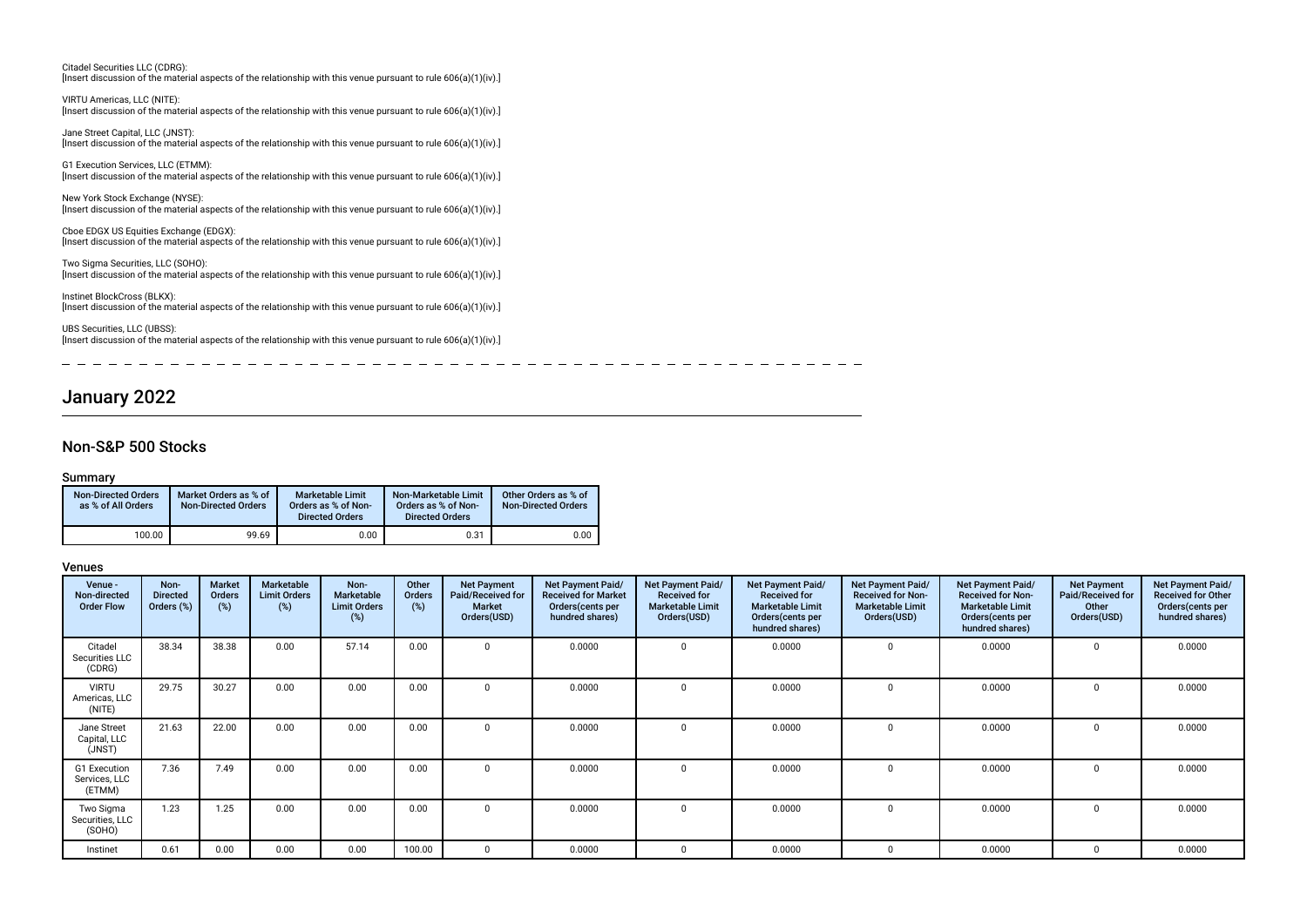Citadel Securities LLC (CDRG):
[Insert discussion of the material aspects of the relationship with this venue pursuant to rule 606(a)(1)(iv).]

VIRTU Americas, LLC (NITE):
[Insert discussion of the material aspects of the relationship with this venue pursuant to rule 606(a)(1)(iv).]

Jane Street Capital, LLC (JNST):
[Insert discussion of the material aspects of the relationship with this venue pursuant to rule 606(a)(1)(iv).]

G1 Execution Services, LLC (ETMM):
[Insert discussion of the material aspects of the relationship with this venue pursuant to rule 606(a)(1)(iv).]

New York Stock Exchange (NYSE):
[Insert discussion of the material aspects of the relationship with this venue pursuant to rule 606(a)(1)(iv).]

Cboe EDGX US Equities Exchange (EDGX):
[Insert discussion of the material aspects of the relationship with this venue pursuant to rule 606(a)(1)(iv).]

Two Sigma Securities, LLC (SOHO):
[Insert discussion of the material aspects of the relationship with this venue pursuant to rule 606(a)(1)(iv).]

Instinet BlockCross (BLKX):
[Insert discussion of the material aspects of the relationship with this venue pursuant to rule 606(a)(1)(iv).]

UBS Securities, LLC (UBSS):
[Insert discussion of the material aspects of the relationship with this venue pursuant to rule 606(a)(1)(iv).]

# January 2022

## Non-S&P 500 Stocks

### Summary

| Non-Directed Orders as % of All Orders | Market Orders as % of Non-Directed Orders | Marketable Limit Orders as % of Non-Directed Orders | Non-Marketable Limit Orders as % of Non-Directed Orders | Other Orders as % of Non-Directed Orders |
|---|---|---|---|---|
| 100.00 | 99.69 | 0.00 | 0.31 | 0.00 |

### Venues

| Venue - Non-directed Order Flow | Non-Directed Orders (%) | Market Orders (%) | Marketable Limit Orders (%) | Non-Marketable Limit Orders (%) | Other Orders (%) | Net Payment Paid/Received for Market Orders(USD) | Net Payment Paid/ Received for Market Orders(cents per hundred shares) | Net Payment Paid/ Received for Marketable Limit Orders(USD) | Net Payment Paid/ Received for Marketable Limit Orders(cents per hundred shares) | Net Payment Paid/ Received for Non-Marketable Limit Orders(USD) | Net Payment Paid/ Received for Non-Marketable Limit Orders(cents per hundred shares) | Net Payment Paid/Received for Other Orders(USD) | Net Payment Paid/ Received for Other Orders(cents per hundred shares) |
|---|---|---|---|---|---|---|---|---|---|---|---|---|---|
| Citadel Securities LLC (CDRG) | 38.34 | 38.38 | 0.00 | 57.14 | 0.00 | 0 | 0.0000 | 0 | 0.0000 | 0 | 0.0000 | 0 | 0.0000 |
| VIRTU Americas, LLC (NITE) | 29.75 | 30.27 | 0.00 | 0.00 | 0.00 | 0 | 0.0000 | 0 | 0.0000 | 0 | 0.0000 | 0 | 0.0000 |
| Jane Street Capital, LLC (JNST) | 21.63 | 22.00 | 0.00 | 0.00 | 0.00 | 0 | 0.0000 | 0 | 0.0000 | 0 | 0.0000 | 0 | 0.0000 |
| G1 Execution Services, LLC (ETMM) | 7.36 | 7.49 | 0.00 | 0.00 | 0.00 | 0 | 0.0000 | 0 | 0.0000 | 0 | 0.0000 | 0 | 0.0000 |
| Two Sigma Securities, LLC (SOHO) | 1.23 | 1.25 | 0.00 | 0.00 | 0.00 | 0 | 0.0000 | 0 | 0.0000 | 0 | 0.0000 | 0 | 0.0000 |
| Instinet | 0.61 | 0.00 | 0.00 | 0.00 | 100.00 | 0 | 0.0000 | 0 | 0.0000 | 0 | 0.0000 | 0 | 0.0000 |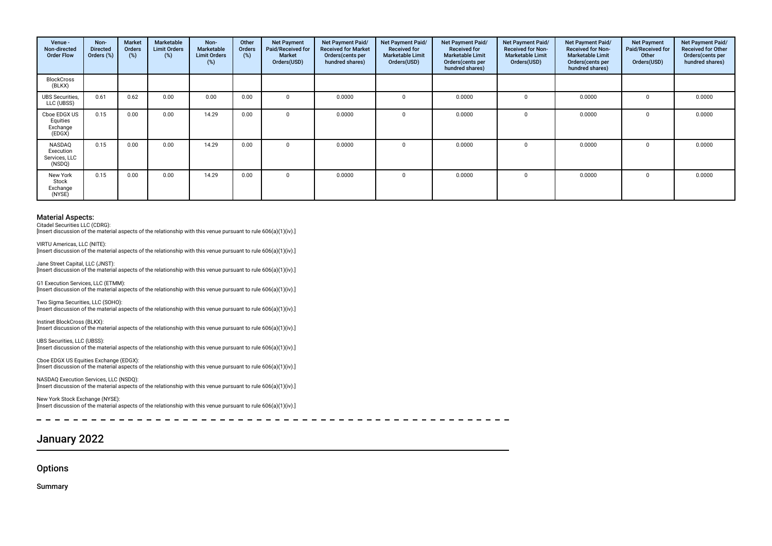| Venue - Non-directed Order Flow | Non-Directed Orders (%) | Market Orders (%) | Marketable Limit Orders (%) | Non-Marketable Limit Orders (%) | Other Orders (%) | Net Payment Paid/Received for Market Orders(USD) | Net Payment Paid/ Received for Market Orders(cents per hundred shares) | Net Payment Paid/ Received for Marketable Limit Orders(USD) | Net Payment Paid/ Received for Marketable Limit Orders(cents per hundred shares) | Net Payment Paid/ Received for Non-Marketable Limit Orders(USD) | Net Payment Paid/ Received for Non-Marketable Limit Orders(cents per hundred shares) | Net Payment Paid/Received for Other Orders(USD) | Net Payment Paid/ Received for Other Orders(cents per hundred shares) |
|---|---|---|---|---|---|---|---|---|---|---|---|---|---|
| BlockCross (BLKX) | | | | | | | | | | | | | |
| UBS Securities, LLC (UBSS) | 0.61 | 0.62 | 0.00 | 0.00 | 0.00 | 0 | 0.0000 | 0 | 0.0000 | 0 | 0.0000 | 0 | 0.0000 |
| Cboe EDGX US Equities Exchange (EDGX) | 0.15 | 0.00 | 0.00 | 14.29 | 0.00 | 0 | 0.0000 | 0 | 0.0000 | 0 | 0.0000 | 0 | 0.0000 |
| NASDAQ Execution Services, LLC (NSDQ) | 0.15 | 0.00 | 0.00 | 14.29 | 0.00 | 0 | 0.0000 | 0 | 0.0000 | 0 | 0.0000 | 0 | 0.0000 |
| New York Stock Exchange (NYSE) | 0.15 | 0.00 | 0.00 | 14.29 | 0.00 | 0 | 0.0000 | 0 | 0.0000 | 0 | 0.0000 | 0 | 0.0000 |

### Material Aspects:

Citadel Securities LLC (CDRG):
[Insert discussion of the material aspects of the relationship with this venue pursuant to rule 606(a)(1)(iv).]

VIRTU Americas, LLC (NITE):
[Insert discussion of the material aspects of the relationship with this venue pursuant to rule 606(a)(1)(iv).]

Jane Street Capital, LLC (JNST):
[Insert discussion of the material aspects of the relationship with this venue pursuant to rule 606(a)(1)(iv).]

G1 Execution Services, LLC (ETMM):
[Insert discussion of the material aspects of the relationship with this venue pursuant to rule 606(a)(1)(iv).]

Two Sigma Securities, LLC (SOHO):
[Insert discussion of the material aspects of the relationship with this venue pursuant to rule 606(a)(1)(iv).]

Instinet BlockCross (BLKX):
[Insert discussion of the material aspects of the relationship with this venue pursuant to rule 606(a)(1)(iv).]

UBS Securities, LLC (UBSS):
[Insert discussion of the material aspects of the relationship with this venue pursuant to rule 606(a)(1)(iv).]

Cboe EDGX US Equities Exchange (EDGX):
[Insert discussion of the material aspects of the relationship with this venue pursuant to rule 606(a)(1)(iv).]

NASDAQ Execution Services, LLC (NSDQ):
[Insert discussion of the material aspects of the relationship with this venue pursuant to rule 606(a)(1)(iv).]

New York Stock Exchange (NYSE):
[Insert discussion of the material aspects of the relationship with this venue pursuant to rule 606(a)(1)(iv).]

## January 2022

### Options

#### Summary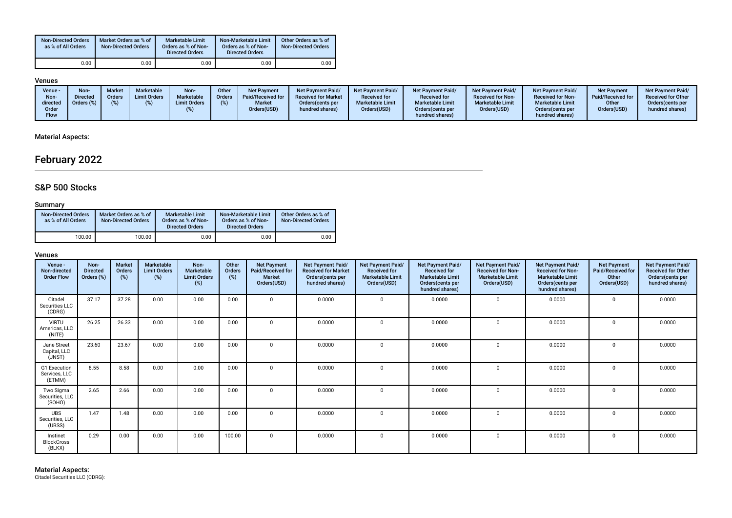| Non-Directed Orders as % of All Orders | Market Orders as % of Non-Directed Orders | Marketable Limit Orders as % of Non-Directed Orders | Non-Marketable Limit Orders as % of Non-Directed Orders | Other Orders as % of Non-Directed Orders |
|---|---|---|---|---|
| 0.00 | 0.00 | 0.00 | 0.00 | 0.00 |

### Venues

| Venue - Non-directed Order Flow | Non-Directed Orders (%) | Market Orders (%) | Marketable Limit Orders (%) | Non-Marketable Limit Orders (%) | Other Orders (%) | Net Payment Paid/Received for Market Orders(USD) | Net Payment Paid/Received for Market Orders(cents per hundred shares) | Net Payment Paid/Received for Marketable Limit Orders(USD) | Net Payment Paid/Received for Marketable Limit Orders(cents per hundred shares) | Net Payment Paid/Received for Non-Marketable Limit Orders(USD) | Net Payment Paid/Received for Non-Marketable Limit Orders(cents per hundred shares) | Net Payment Paid/Received for Other Orders(USD) | Net Payment Paid/Received for Other Orders(cents per hundred shares) |
|---|---|---|---|---|---|---|---|---|---|---|---|---|---|

### Material Aspects:

# February 2022

## S&P 500 Stocks

### Summary

| Non-Directed Orders as % of All Orders | Market Orders as % of Non-Directed Orders | Marketable Limit Orders as % of Non-Directed Orders | Non-Marketable Limit Orders as % of Non-Directed Orders | Other Orders as % of Non-Directed Orders |
|---|---|---|---|---|
| 100.00 | 100.00 | 0.00 | 0.00 | 0.00 |

### Venues

| Venue - Non-directed Order Flow | Non-Directed Orders (%) | Market Orders (%) | Marketable Limit Orders (%) | Non-Marketable Limit Orders (%) | Other Orders (%) | Net Payment Paid/Received for Market Orders(USD) | Net Payment Paid/Received for Market Orders(cents per hundred shares) | Net Payment Paid/Received for Marketable Limit Orders(USD) | Net Payment Paid/Received for Marketable Limit Orders(cents per hundred shares) | Net Payment Paid/Received for Non-Marketable Limit Orders(USD) | Net Payment Paid/Received for Non-Marketable Limit Orders(cents per hundred shares) | Net Payment Paid/Received for Other Orders(USD) | Net Payment Paid/Received for Other Orders(cents per hundred shares) |
|---|---|---|---|---|---|---|---|---|---|---|---|---|---|
| Citadel Securities LLC (CDRG) | 37.17 | 37.28 | 0.00 | 0.00 | 0.00 | 0 | 0.0000 | 0 | 0.0000 | 0 | 0.0000 | 0 | 0.0000 |
| VIRTU Americas, LLC (NITE) | 26.25 | 26.33 | 0.00 | 0.00 | 0.00 | 0 | 0.0000 | 0 | 0.0000 | 0 | 0.0000 | 0 | 0.0000 |
| Jane Street Capital, LLC (JNST) | 23.60 | 23.67 | 0.00 | 0.00 | 0.00 | 0 | 0.0000 | 0 | 0.0000 | 0 | 0.0000 | 0 | 0.0000 |
| G1 Execution Services, LLC (ETMM) | 8.55 | 8.58 | 0.00 | 0.00 | 0.00 | 0 | 0.0000 | 0 | 0.0000 | 0 | 0.0000 | 0 | 0.0000 |
| Two Sigma Securities, LLC (SOHO) | 2.65 | 2.66 | 0.00 | 0.00 | 0.00 | 0 | 0.0000 | 0 | 0.0000 | 0 | 0.0000 | 0 | 0.0000 |
| UBS Securities, LLC (UBSS) | 1.47 | 1.48 | 0.00 | 0.00 | 0.00 | 0 | 0.0000 | 0 | 0.0000 | 0 | 0.0000 | 0 | 0.0000 |
| Instinet BlockCross (BLKX) | 0.29 | 0.00 | 0.00 | 0.00 | 100.00 | 0 | 0.0000 | 0 | 0.0000 | 0 | 0.0000 | 0 | 0.0000 |

### Material Aspects:

Citadel Securities LLC (CDRG):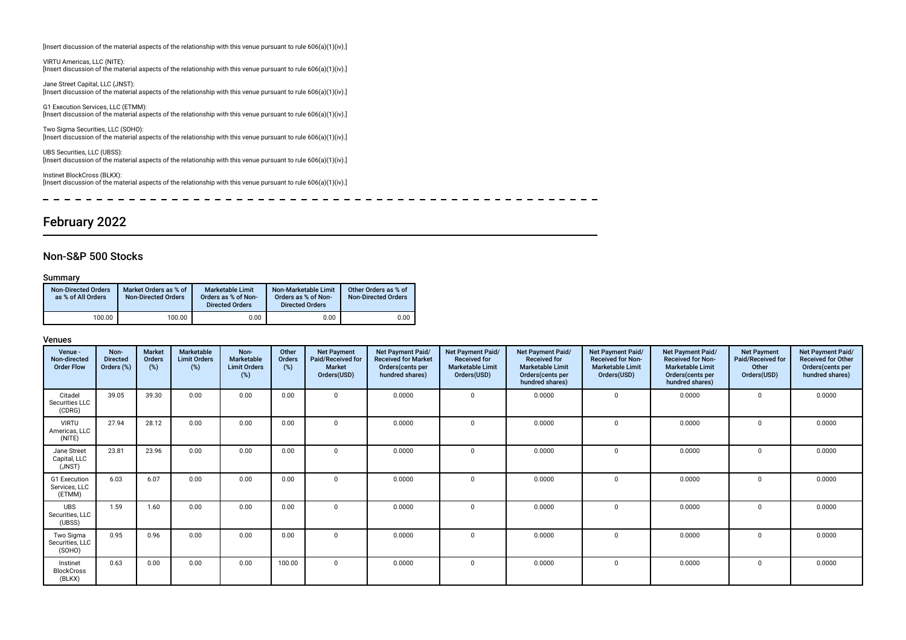[Insert discussion of the material aspects of the relationship with this venue pursuant to rule 606(a)(1)(iv).]

VIRTU Americas, LLC (NITE):
[Insert discussion of the material aspects of the relationship with this venue pursuant to rule 606(a)(1)(iv).]

Jane Street Capital, LLC (JNST):
[Insert discussion of the material aspects of the relationship with this venue pursuant to rule 606(a)(1)(iv).]

G1 Execution Services, LLC (ETMM):
[Insert discussion of the material aspects of the relationship with this venue pursuant to rule 606(a)(1)(iv).]

Two Sigma Securities, LLC (SOHO):
[Insert discussion of the material aspects of the relationship with this venue pursuant to rule 606(a)(1)(iv).]

UBS Securities, LLC (UBSS):
[Insert discussion of the material aspects of the relationship with this venue pursuant to rule 606(a)(1)(iv).]

Instinet BlockCross (BLKX):
[Insert discussion of the material aspects of the relationship with this venue pursuant to rule 606(a)(1)(iv).]

# February 2022

## Non-S&P 500 Stocks

### Summary

| Non-Directed Orders as % of All Orders | Market Orders as % of Non-Directed Orders | Marketable Limit Orders as % of Non-Directed Orders | Non-Marketable Limit Orders as % of Non-Directed Orders | Other Orders as % of Non-Directed Orders |
|---|---|---|---|---|
| 100.00 | 100.00 | 0.00 | 0.00 | 0.00 |

### Venues

| Venue - Non-directed Order Flow | Non-Directed Orders (%) | Market Orders (%) | Marketable Limit Orders (%) | Non-Marketable Limit Orders (%) | Other Orders (%) | Net Payment Paid/Received for Market Orders(USD) | Net Payment Paid/Received for Market Orders(cents per hundred shares) | Net Payment Paid/Received for Marketable Limit Orders(USD) | Net Payment Paid/Received for Marketable Limit Orders(cents per hundred shares) | Net Payment Paid/Received for Non-Marketable Limit Orders(USD) | Net Payment Paid/Received for Non-Marketable Limit Orders(cents per hundred shares) | Net Payment Paid/Received for Other Orders(USD) | Net Payment Paid/Received for Other Orders(cents per hundred shares) |
|---|---|---|---|---|---|---|---|---|---|---|---|---|---|
| Citadel Securities LLC (CDRG) | 39.05 | 39.30 | 0.00 | 0.00 | 0.00 | 0 | 0.0000 | 0 | 0.0000 | 0 | 0.0000 | 0 | 0.0000 |
| VIRTU Americas, LLC (NITE) | 27.94 | 28.12 | 0.00 | 0.00 | 0.00 | 0 | 0.0000 | 0 | 0.0000 | 0 | 0.0000 | 0 | 0.0000 |
| Jane Street Capital, LLC (JNST) | 23.81 | 23.96 | 0.00 | 0.00 | 0.00 | 0 | 0.0000 | 0 | 0.0000 | 0 | 0.0000 | 0 | 0.0000 |
| G1 Execution Services, LLC (ETMM) | 6.03 | 6.07 | 0.00 | 0.00 | 0.00 | 0 | 0.0000 | 0 | 0.0000 | 0 | 0.0000 | 0 | 0.0000 |
| UBS Securities, LLC (UBSS) | 1.59 | 1.60 | 0.00 | 0.00 | 0.00 | 0 | 0.0000 | 0 | 0.0000 | 0 | 0.0000 | 0 | 0.0000 |
| Two Sigma Securities, LLC (SOHO) | 0.95 | 0.96 | 0.00 | 0.00 | 0.00 | 0 | 0.0000 | 0 | 0.0000 | 0 | 0.0000 | 0 | 0.0000 |
| Instinet BlockCross (BLKX) | 0.63 | 0.00 | 0.00 | 0.00 | 100.00 | 0 | 0.0000 | 0 | 0.0000 | 0 | 0.0000 | 0 | 0.0000 |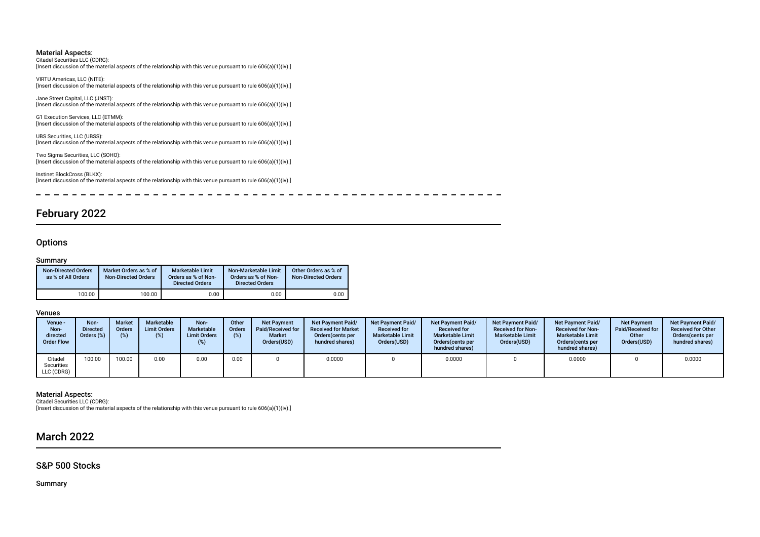### Material Aspects:

Citadel Securities LLC (CDRG):
[Insert discussion of the material aspects of the relationship with this venue pursuant to rule 606(a)(1)(iv).]

VIRTU Americas, LLC (NITE):
[Insert discussion of the material aspects of the relationship with this venue pursuant to rule 606(a)(1)(iv).]

Jane Street Capital, LLC (JNST):
[Insert discussion of the material aspects of the relationship with this venue pursuant to rule 606(a)(1)(iv).]

G1 Execution Services, LLC (ETMM):
[Insert discussion of the material aspects of the relationship with this venue pursuant to rule 606(a)(1)(iv).]

UBS Securities, LLC (UBSS):
[Insert discussion of the material aspects of the relationship with this venue pursuant to rule 606(a)(1)(iv).]

Two Sigma Securities, LLC (SOHO):
[Insert discussion of the material aspects of the relationship with this venue pursuant to rule 606(a)(1)(iv).]

Instinet BlockCross (BLKX):
[Insert discussion of the material aspects of the relationship with this venue pursuant to rule 606(a)(1)(iv).]

# February 2022

## Options

### Summary

| Non-Directed Orders as % of All Orders | Market Orders as % of Non-Directed Orders | Marketable Limit Orders as % of Non-Directed Orders | Non-Marketable Limit Orders as % of Non-Directed Orders | Other Orders as % of Non-Directed Orders |
|---|---|---|---|---|
| 100.00 | 100.00 | 0.00 | 0.00 | 0.00 |

### Venues

| Venue - Non-directed Order Flow | Non-Directed Orders (%) | Market Orders (%) | Marketable Limit Orders (%) | Non-Marketable Limit Orders (%) | Other Orders (%) | Net Payment Paid/Received for Market Orders(USD) | Net Payment Paid/Received for Market Orders(cents per hundred shares) | Net Payment Paid/Received for Marketable Limit Orders(USD) | Net Payment Paid/Received for Marketable Limit Orders(cents per hundred shares) | Net Payment Paid/Received for Non-Marketable Limit Orders(USD) | Net Payment Paid/Received for Non-Marketable Limit Orders(cents per hundred shares) | Net Payment Paid/Received for Other Orders(USD) | Net Payment Paid/Received for Other Orders(cents per hundred shares) |
|---|---|---|---|---|---|---|---|---|---|---|---|---|---|
| Citadel Securities LLC (CDRG) | 100.00 | 100.00 | 0.00 | 0.00 | 0.00 | 0 | 0.0000 | 0 | 0.0000 | 0 | 0.0000 | 0 | 0.0000 |

### Material Aspects:

Citadel Securities LLC (CDRG):
[Insert discussion of the material aspects of the relationship with this venue pursuant to rule 606(a)(1)(iv).]

# March 2022

## S&P 500 Stocks

### Summary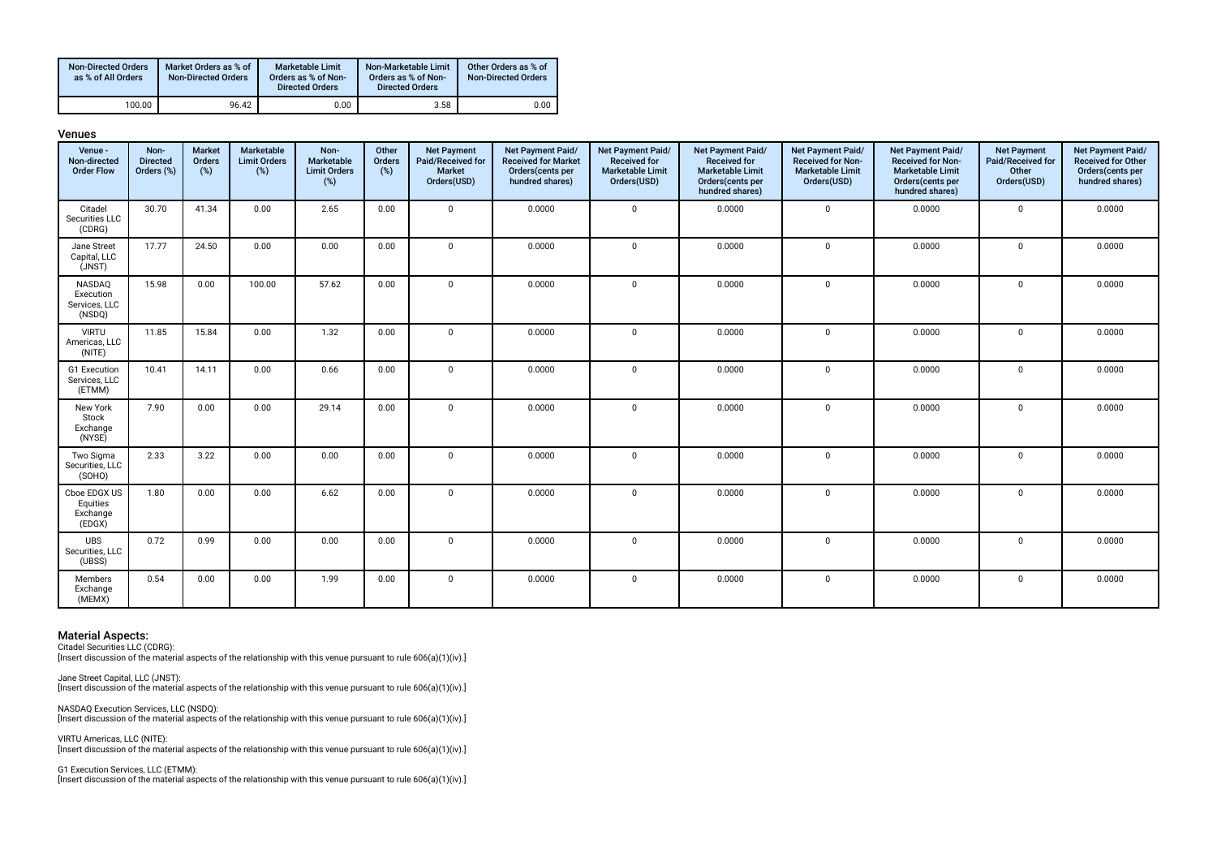| Non-Directed Orders as % of All Orders | Market Orders as % of Non-Directed Orders | Marketable Limit Orders as % of Non-Directed Orders | Non-Marketable Limit Orders as % of Non-Directed Orders | Other Orders as % of Non-Directed Orders |
|---|---|---|---|---|
| 100.00 | 96.42 | 0.00 | 3.58 | 0.00 |

### Venues

| Venue - Non-directed Order Flow | Non-Directed Orders (%) | Market Orders (%) | Marketable Limit Orders (%) | Non-Marketable Limit Orders (%) | Other Orders (%) | Net Payment Paid/Received for Market Orders(USD) | Net Payment Paid/ Received for Market Orders(cents per hundred shares) | Net Payment Paid/ Received for Marketable Limit Orders(USD) | Net Payment Paid/ Received for Marketable Limit Orders(cents per hundred shares) | Net Payment Paid/ Received for Non-Marketable Limit Orders(USD) | Net Payment Paid/ Received for Non-Marketable Limit Orders(cents per hundred shares) | Net Payment Paid/Received for Other Orders(USD) | Net Payment Paid/ Received for Other Orders(cents per hundred shares) |
|---|---|---|---|---|---|---|---|---|---|---|---|---|---|
| Citadel Securities LLC (CDRG) | 30.70 | 41.34 | 0.00 | 2.65 | 0.00 | 0 | 0.0000 | 0 | 0.0000 | 0 | 0.0000 | 0 | 0.0000 |
| Jane Street Capital, LLC (JNST) | 17.77 | 24.50 | 0.00 | 0.00 | 0.00 | 0 | 0.0000 | 0 | 0.0000 | 0 | 0.0000 | 0 | 0.0000 |
| NASDAQ Execution Services, LLC (NSDQ) | 15.98 | 0.00 | 100.00 | 57.62 | 0.00 | 0 | 0.0000 | 0 | 0.0000 | 0 | 0.0000 | 0 | 0.0000 |
| VIRTU Americas, LLC (NITE) | 11.85 | 15.84 | 0.00 | 1.32 | 0.00 | 0 | 0.0000 | 0 | 0.0000 | 0 | 0.0000 | 0 | 0.0000 |
| G1 Execution Services, LLC (ETMM) | 10.41 | 14.11 | 0.00 | 0.66 | 0.00 | 0 | 0.0000 | 0 | 0.0000 | 0 | 0.0000 | 0 | 0.0000 |
| New York Stock Exchange (NYSE) | 7.90 | 0.00 | 0.00 | 29.14 | 0.00 | 0 | 0.0000 | 0 | 0.0000 | 0 | 0.0000 | 0 | 0.0000 |
| Two Sigma Securities, LLC (SOHO) | 2.33 | 3.22 | 0.00 | 0.00 | 0.00 | 0 | 0.0000 | 0 | 0.0000 | 0 | 0.0000 | 0 | 0.0000 |
| Cboe EDGX US Equities Exchange (EDGX) | 1.80 | 0.00 | 0.00 | 6.62 | 0.00 | 0 | 0.0000 | 0 | 0.0000 | 0 | 0.0000 | 0 | 0.0000 |
| UBS Securities, LLC (UBSS) | 0.72 | 0.99 | 0.00 | 0.00 | 0.00 | 0 | 0.0000 | 0 | 0.0000 | 0 | 0.0000 | 0 | 0.0000 |
| Members Exchange (MEMX) | 0.54 | 0.00 | 0.00 | 1.99 | 0.00 | 0 | 0.0000 | 0 | 0.0000 | 0 | 0.0000 | 0 | 0.0000 |

### Material Aspects:

Citadel Securities LLC (CDRG):
[Insert discussion of the material aspects of the relationship with this venue pursuant to rule 606(a)(1)(iv).]

Jane Street Capital, LLC (JNST):
[Insert discussion of the material aspects of the relationship with this venue pursuant to rule 606(a)(1)(iv).]

NASDAQ Execution Services, LLC (NSDQ):
[Insert discussion of the material aspects of the relationship with this venue pursuant to rule 606(a)(1)(iv).]

VIRTU Americas, LLC (NITE):
[Insert discussion of the material aspects of the relationship with this venue pursuant to rule 606(a)(1)(iv).]

G1 Execution Services, LLC (ETMM):
[Insert discussion of the material aspects of the relationship with this venue pursuant to rule 606(a)(1)(iv).]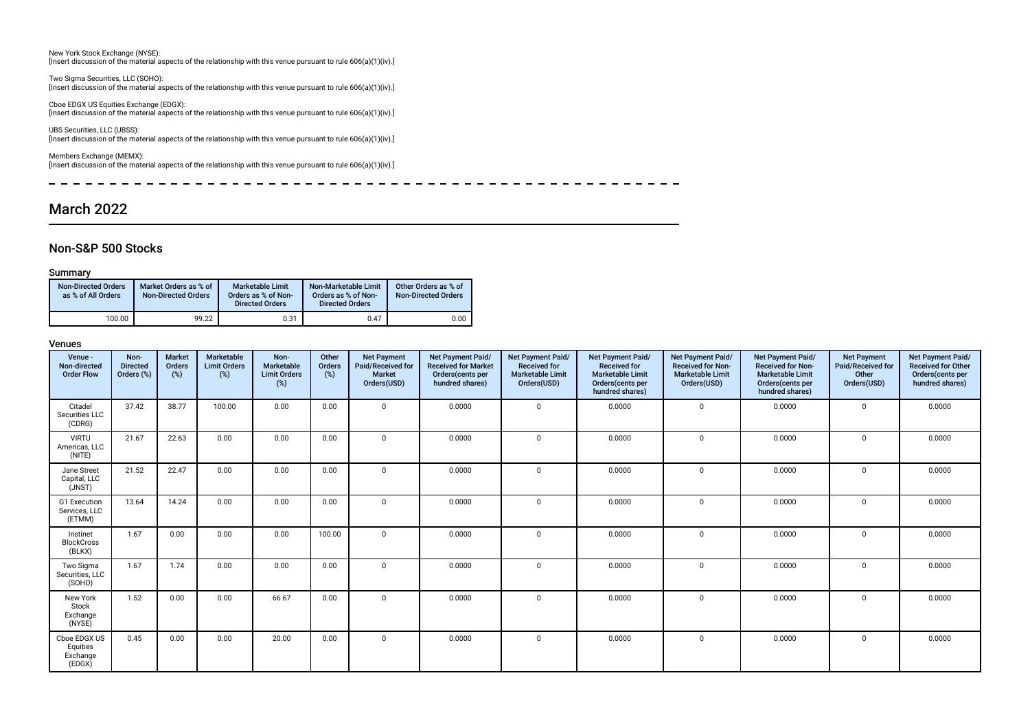New York Stock Exchange (NYSE):
[Insert discussion of the material aspects of the relationship with this venue pursuant to rule 606(a)(1)(iv).]

Two Sigma Securities, LLC (SOHO):
[Insert discussion of the material aspects of the relationship with this venue pursuant to rule 606(a)(1)(iv).]

Cboe EDGX US Equities Exchange (EDGX):
[Insert discussion of the material aspects of the relationship with this venue pursuant to rule 606(a)(1)(iv).]

UBS Securities, LLC (UBSS):
[Insert discussion of the material aspects of the relationship with this venue pursuant to rule 606(a)(1)(iv).]

Members Exchange (MEMX):
[Insert discussion of the material aspects of the relationship with this venue pursuant to rule 606(a)(1)(iv).]

# March 2022

## Non-S&P 500 Stocks

### Summary

| Non-Directed Orders as % of All Orders | Market Orders as % of Non-Directed Orders | Marketable Limit Orders as % of Non-Directed Orders | Non-Marketable Limit Orders as % of Non-Directed Orders | Other Orders as % of Non-Directed Orders |
|---|---|---|---|---|
| 100.00 | 99.22 | 0.31 | 0.47 | 0.00 |

### Venues

| Venue - Non-directed Order Flow | Non-Directed Orders (%) | Market Orders (%) | Marketable Limit Orders (%) | Non-Marketable Limit Orders (%) | Other Orders (%) | Net Payment Paid/Received for Market Orders(USD) | Net Payment Paid/ Received for Market Orders(cents per hundred shares) | Net Payment Paid/ Received for Marketable Limit Orders(USD) | Net Payment Paid/ Received for Marketable Limit Orders(cents per hundred shares) | Net Payment Paid/ Received for Non-Marketable Limit Orders(USD) | Net Payment Paid/ Received for Non-Marketable Limit Orders(cents per hundred shares) | Net Payment Paid/Received for Other Orders(USD) | Net Payment Paid/ Received for Other Orders(cents per hundred shares) |
|---|---|---|---|---|---|---|---|---|---|---|---|---|---|
| Citadel Securities LLC (CDRG) | 37.42 | 38.77 | 100.00 | 0.00 | 0.00 | 0 | 0.0000 | 0 | 0.0000 | 0 | 0.0000 | 0 | 0.0000 |
| VIRTU Americas, LLC (NITE) | 21.67 | 22.63 | 0.00 | 0.00 | 0.00 | 0 | 0.0000 | 0 | 0.0000 | 0 | 0.0000 | 0 | 0.0000 |
| Jane Street Capital, LLC (JNST) | 21.52 | 22.47 | 0.00 | 0.00 | 0.00 | 0 | 0.0000 | 0 | 0.0000 | 0 | 0.0000 | 0 | 0.0000 |
| G1 Execution Services, LLC (ETMM) | 13.64 | 14.24 | 0.00 | 0.00 | 0.00 | 0 | 0.0000 | 0 | 0.0000 | 0 | 0.0000 | 0 | 0.0000 |
| Instinet BlockCross (BLKX) | 1.67 | 0.00 | 0.00 | 0.00 | 100.00 | 0 | 0.0000 | 0 | 0.0000 | 0 | 0.0000 | 0 | 0.0000 |
| Two Sigma Securities, LLC (SOHO) | 1.67 | 1.74 | 0.00 | 0.00 | 0.00 | 0 | 0.0000 | 0 | 0.0000 | 0 | 0.0000 | 0 | 0.0000 |
| New York Stock Exchange (NYSE) | 1.52 | 0.00 | 0.00 | 66.67 | 0.00 | 0 | 0.0000 | 0 | 0.0000 | 0 | 0.0000 | 0 | 0.0000 |
| Cboe EDGX US Equities Exchange (EDGX) | 0.45 | 0.00 | 0.00 | 20.00 | 0.00 | 0 | 0.0000 | 0 | 0.0000 | 0 | 0.0000 | 0 | 0.0000 |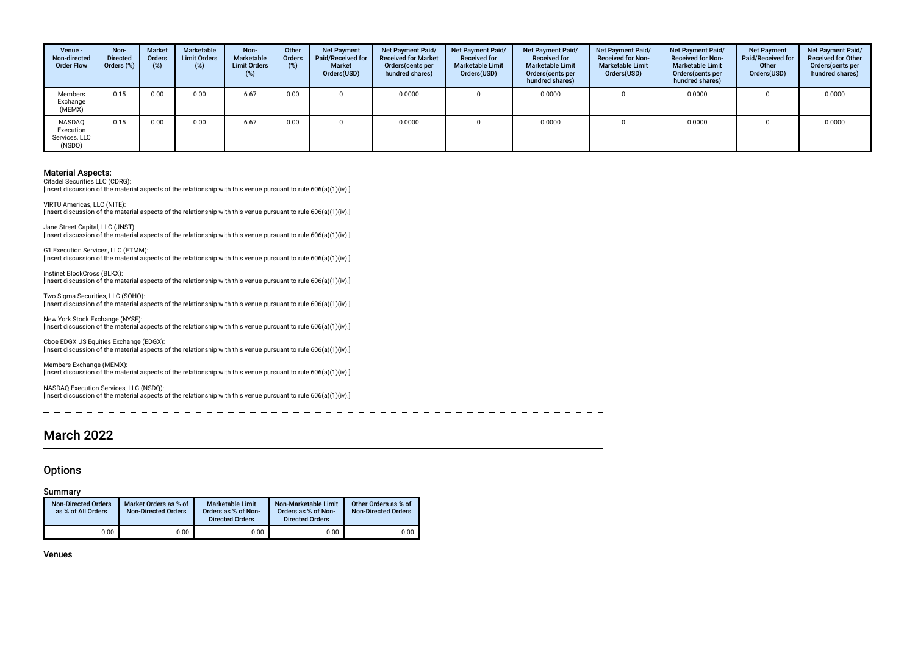| Venue - Non-directed Order Flow | Non-Directed Orders (%) | Market Orders (%) | Marketable Limit Orders (%) | Non-Marketable Limit Orders (%) | Other Orders (%) | Net Payment Paid/Received for Market Orders(USD) | Net Payment Paid/ Received for Market Orders(cents per hundred shares) | Net Payment Paid/ Received for Marketable Limit Orders(USD) | Net Payment Paid/ Received for Marketable Limit Orders(cents per hundred shares) | Net Payment Paid/ Received for Non-Marketable Limit Orders(USD) | Net Payment Paid/ Received for Non-Marketable Limit Orders(cents per hundred shares) | Net Payment Paid/Received for Other Orders(USD) | Net Payment Paid/ Received for Other Orders(cents per hundred shares) |
|---|---|---|---|---|---|---|---|---|---|---|---|---|---|
| Members Exchange (MEMX) | 0.15 | 0.00 | 0.00 | 6.67 | 0.00 | 0 | 0.0000 | 0 | 0.0000 | 0 | 0.0000 | 0 | 0.0000 |
| NASDAQ Execution Services, LLC (NSDQ) | 0.15 | 0.00 | 0.00 | 6.67 | 0.00 | 0 | 0.0000 | 0 | 0.0000 | 0 | 0.0000 | 0 | 0.0000 |

**Material Aspects:**

Citadel Securities LLC (CDRG):
[Insert discussion of the material aspects of the relationship with this venue pursuant to rule 606(a)(1)(iv).]

VIRTU Americas, LLC (NITE):
[Insert discussion of the material aspects of the relationship with this venue pursuant to rule 606(a)(1)(iv).]

Jane Street Capital, LLC (JNST):
[Insert discussion of the material aspects of the relationship with this venue pursuant to rule 606(a)(1)(iv).]

G1 Execution Services, LLC (ETMM):
[Insert discussion of the material aspects of the relationship with this venue pursuant to rule 606(a)(1)(iv).]

Instinet BlockCross (BLKX):
[Insert discussion of the material aspects of the relationship with this venue pursuant to rule 606(a)(1)(iv).]

Two Sigma Securities, LLC (SOHO):
[Insert discussion of the material aspects of the relationship with this venue pursuant to rule 606(a)(1)(iv).]

New York Stock Exchange (NYSE):
[Insert discussion of the material aspects of the relationship with this venue pursuant to rule 606(a)(1)(iv).]

Cboe EDGX US Equities Exchange (EDGX):
[Insert discussion of the material aspects of the relationship with this venue pursuant to rule 606(a)(1)(iv).]

Members Exchange (MEMX):
[Insert discussion of the material aspects of the relationship with this venue pursuant to rule 606(a)(1)(iv).]

NASDAQ Execution Services, LLC (NSDQ):
[Insert discussion of the material aspects of the relationship with this venue pursuant to rule 606(a)(1)(iv).]

# March 2022

## Options

### Summary

| Non-Directed Orders as % of All Orders | Market Orders as % of Non-Directed Orders | Marketable Limit Orders as % of Non-Directed Orders | Non-Marketable Limit Orders as % of Non-Directed Orders | Other Orders as % of Non-Directed Orders |
|---|---|---|---|---|
| 0.00 | 0.00 | 0.00 | 0.00 | 0.00 |

### Venues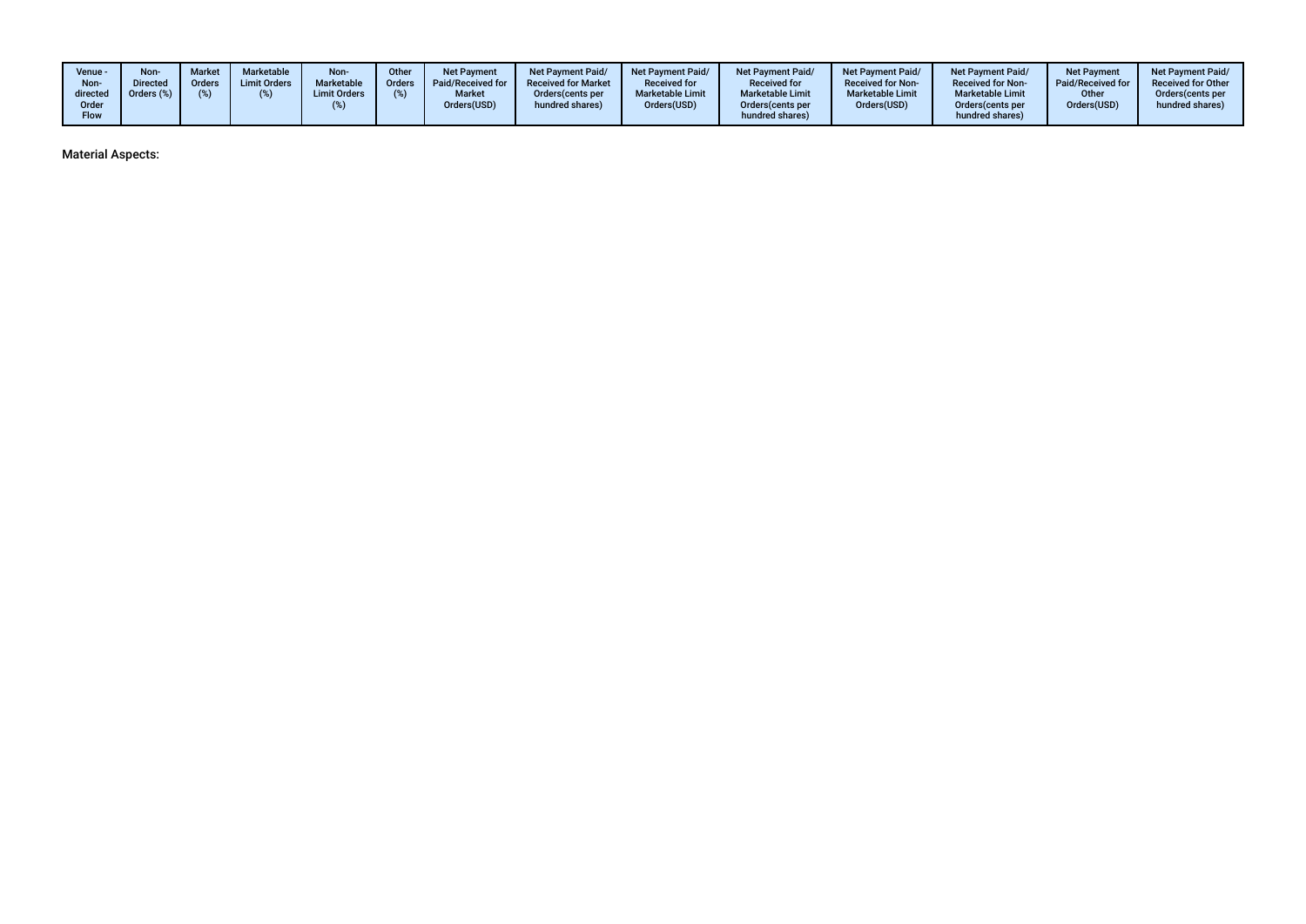| Venue - Non-directed Order Flow | Non-Directed Orders (%) | Market Orders (%) | Marketable Limit Orders (%) | Non-Marketable Limit Orders (%) | Other Orders (%) | Net Payment Paid/Received for Market Orders(USD) | Net Payment Paid/ Received for Market Orders(cents per hundred shares) | Net Payment Paid/ Received for Marketable Limit Orders(USD) | Net Payment Paid/ Received for Marketable Limit Orders(cents per hundred shares) | Net Payment Paid/ Received for Non-Marketable Limit Orders(USD) | Net Payment Paid/ Received for Non-Marketable Limit Orders(cents per hundred shares) | Net Payment Paid/Received for Other Orders(USD) | Net Payment Paid/ Received for Other Orders(cents per hundred shares) |
|---|---|---|---|---|---|---|---|---|---|---|---|---|---|

Material Aspects: